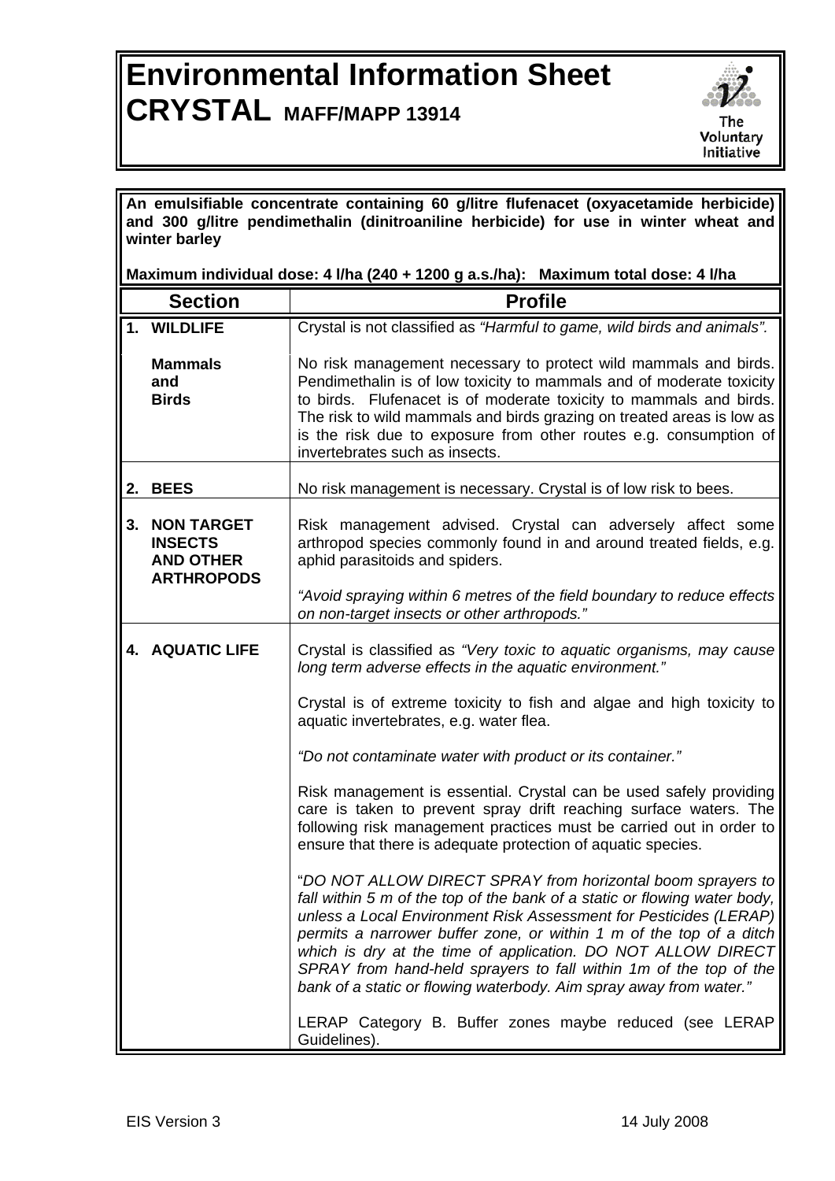# Environmental Information Sheet

## CRYSTAL MAFF/MAPP 13914

The Voluntary Initiative

**An emulsifiable concentrate containing 60 g/litre flufenacet (oxyacetamide herbicide) and 300 g/litre pendimethalin (dinitroaniline herbicide) for use in winter wheat and winter barley**

**Maximum individual dose: 4 l/ha (240 + 1200 g a.s./ha): Maximum total dose: 4 l/ha**

| Section | Profile |
|---|---|
| **1. WILDLIFE** | Crystal is not classified as *"Harmful to game, wild birds and animals".* |
| **Mammals and Birds** | No risk management necessary to protect wild mammals and birds. Pendimethalin is of low toxicity to mammals and of moderate toxicity to birds. Flufenacet is of moderate toxicity to mammals and birds. The risk to wild mammals and birds grazing on treated areas is low as is the risk due to exposure from other routes e.g. consumption of invertebrates such as insects. |
| **2. BEES** | No risk management is necessary. Crystal is of low risk to bees. |
| **3. NON TARGET INSECTS AND OTHER ARTHROPODS** | Risk management advised. Crystal can adversely affect some arthropod species commonly found in and around treated fields, e.g. aphid parasitoids and spiders.<br><br>*"Avoid spraying within 6 metres of the field boundary to reduce effects on non-target insects or other arthropods."* |
| **4. AQUATIC LIFE** | Crystal is classified as *"Very toxic to aquatic organisms, may cause long term adverse effects in the aquatic environment."*<br><br>Crystal is of extreme toxicity to fish and algae and high toxicity to aquatic invertebrates, e.g. water flea.<br><br>*"Do not contaminate water with product or its container."*<br><br>Risk management is essential. Crystal can be used safely providing care is taken to prevent spray drift reaching surface waters. The following risk management practices must be carried out in order to ensure that there is adequate protection of aquatic species.<br><br>"*DO NOT ALLOW DIRECT SPRAY from horizontal boom sprayers to fall within 5 m of the top of the bank of a static or flowing water body, unless a Local Environment Risk Assessment for Pesticides (LERAP) permits a narrower buffer zone, or within 1 m of the top of a ditch which is dry at the time of application. DO NOT ALLOW DIRECT SPRAY from hand-held sprayers to fall within 1m of the top of the bank of a static or flowing waterbody. Aim spray away from water."*<br><br>LERAP Category B. Buffer zones maybe reduced (see LERAP Guidelines). |

EIS Version 3 — 14 July 2008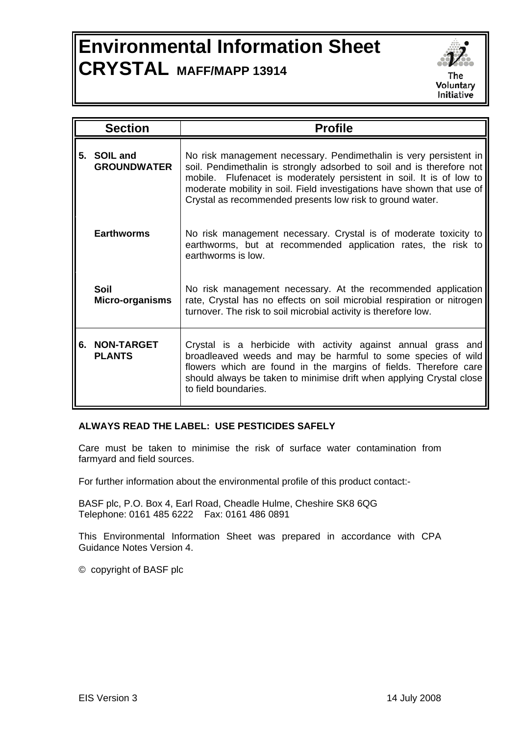# Environmental Information Sheet

## CRYSTAL MAFF/MAPP 13914

| Section | Profile |
|---|---|
| **5. SOIL and GROUNDWATER** | No risk management necessary. Pendimethalin is very persistent in soil. Pendimethalin is strongly adsorbed to soil and is therefore not mobile. Flufenacet is moderately persistent in soil. It is of low to moderate mobility in soil. Field investigations have shown that use of Crystal as recommended presents low risk to ground water. |
| **Earthworms** | No risk management necessary. Crystal is of moderate toxicity to earthworms, but at recommended application rates, the risk to earthworms is low. |
| **Soil Micro-organisms** | No risk management necessary. At the recommended application rate, Crystal has no effects on soil microbial respiration or nitrogen turnover. The risk to soil microbial activity is therefore low. |
| **6. NON-TARGET PLANTS** | Crystal is a herbicide with activity against annual grass and broadleaved weeds and may be harmful to some species of wild flowers which are found in the margins of fields. Therefore care should always be taken to minimise drift when applying Crystal close to field boundaries. |

**ALWAYS READ THE LABEL: USE PESTICIDES SAFELY**

Care must be taken to minimise the risk of surface water contamination from farmyard and field sources.

For further information about the environmental profile of this product contact:-

BASF plc, P.O. Box 4, Earl Road, Cheadle Hulme, Cheshire SK8 6QG
Telephone: 0161 485 6222 Fax: 0161 486 0891

This Environmental Information Sheet was prepared in accordance with CPA Guidance Notes Version 4.

© copyright of BASF plc

EIS Version 3 14 July 2008